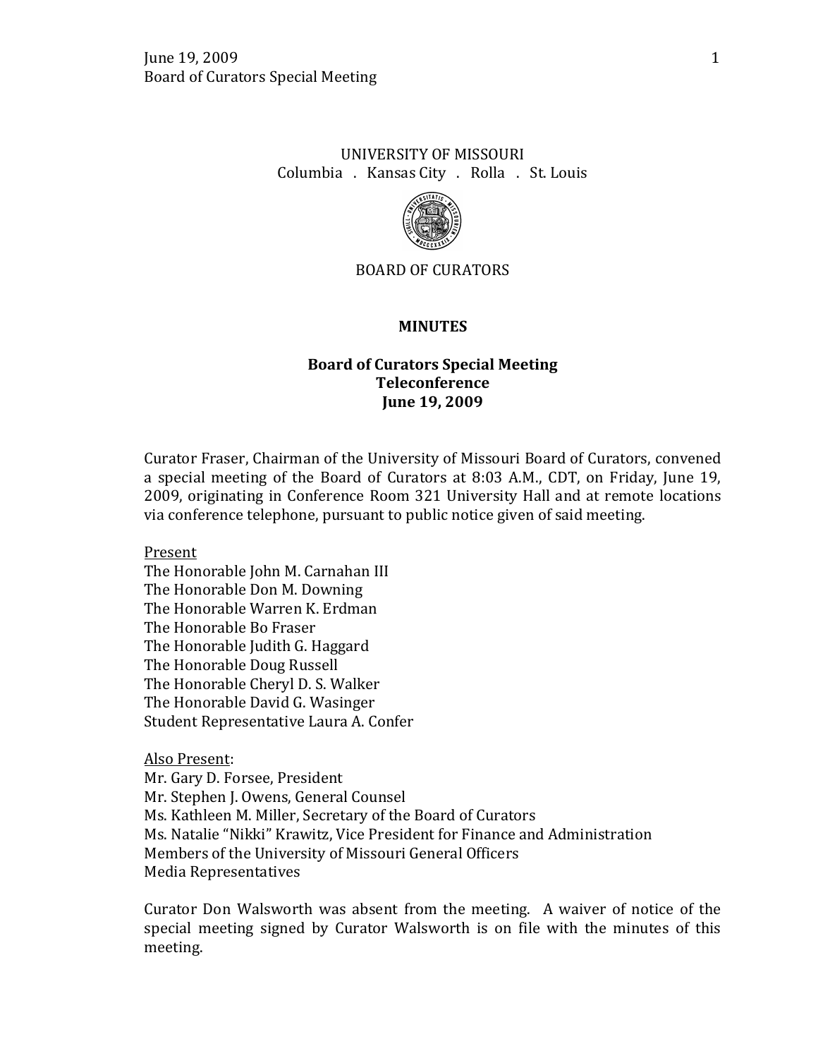UNIVERSITY OF MISSOURI

Columbia . Kansas City . Rolla . St. Louis

BOARD OF CURATORS

# MINUTES

## Board of Curators Special Meeting
## Teleconference
## June 19, 2009

Curator Fraser, Chairman of the University of Missouri Board of Curators, convened a special meeting of the Board of Curators at 8:03 A.M., CDT, on Friday, June 19, 2009, originating in Conference Room 321 University Hall and at remote locations via conference telephone, pursuant to public notice given of said meeting.

Present

The Honorable John M. Carnahan III
The Honorable Don M. Downing
The Honorable Warren K. Erdman
The Honorable Bo Fraser
The Honorable Judith G. Haggard
The Honorable Doug Russell
The Honorable Cheryl D. S. Walker
The Honorable David G. Wasinger
Student Representative Laura A. Confer

Also Present:

Mr. Gary D. Forsee, President
Mr. Stephen J. Owens, General Counsel
Ms. Kathleen M. Miller, Secretary of the Board of Curators
Ms. Natalie "Nikki" Krawitz, Vice President for Finance and Administration
Members of the University of Missouri General Officers
Media Representatives

Curator Don Walsworth was absent from the meeting. A waiver of notice of the special meeting signed by Curator Walsworth is on file with the minutes of this meeting.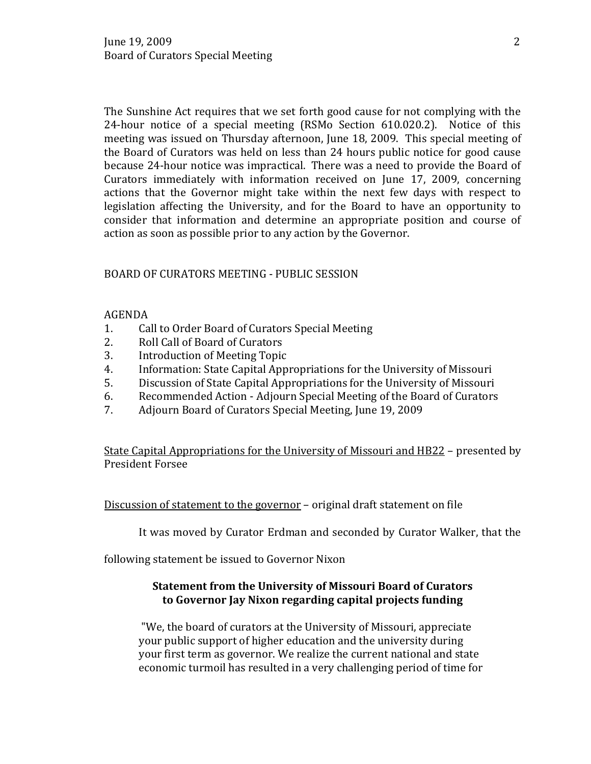The Sunshine Act requires that we set forth good cause for not complying with the 24-hour notice of a special meeting (RSMo Section 610.020.2). Notice of this meeting was issued on Thursday afternoon, June 18, 2009. This special meeting of the Board of Curators was held on less than 24 hours public notice for good cause because 24-hour notice was impractical. There was a need to provide the Board of Curators immediately with information received on June 17, 2009, concerning actions that the Governor might take within the next few days with respect to legislation affecting the University, and for the Board to have an opportunity to consider that information and determine an appropriate position and course of action as soon as possible prior to any action by the Governor.

BOARD OF CURATORS MEETING - PUBLIC SESSION

AGENDA

1. Call to Order Board of Curators Special Meeting
2. Roll Call of Board of Curators
3. Introduction of Meeting Topic
4. Information: State Capital Appropriations for the University of Missouri
5. Discussion of State Capital Appropriations for the University of Missouri
6. Recommended Action - Adjourn Special Meeting of the Board of Curators
7. Adjourn Board of Curators Special Meeting, June 19, 2009

<u>State Capital Appropriations for the University of Missouri and HB22</u> – presented by President Forsee

<u>Discussion of statement to the governor</u> – original draft statement on file

It was moved by Curator Erdman and seconded by Curator Walker, that the following statement be issued to Governor Nixon

**Statement from the University of Missouri Board of Curators to Governor Jay Nixon regarding capital projects funding**

"We, the board of curators at the University of Missouri, appreciate your public support of higher education and the university during your first term as governor. We realize the current national and state economic turmoil has resulted in a very challenging period of time for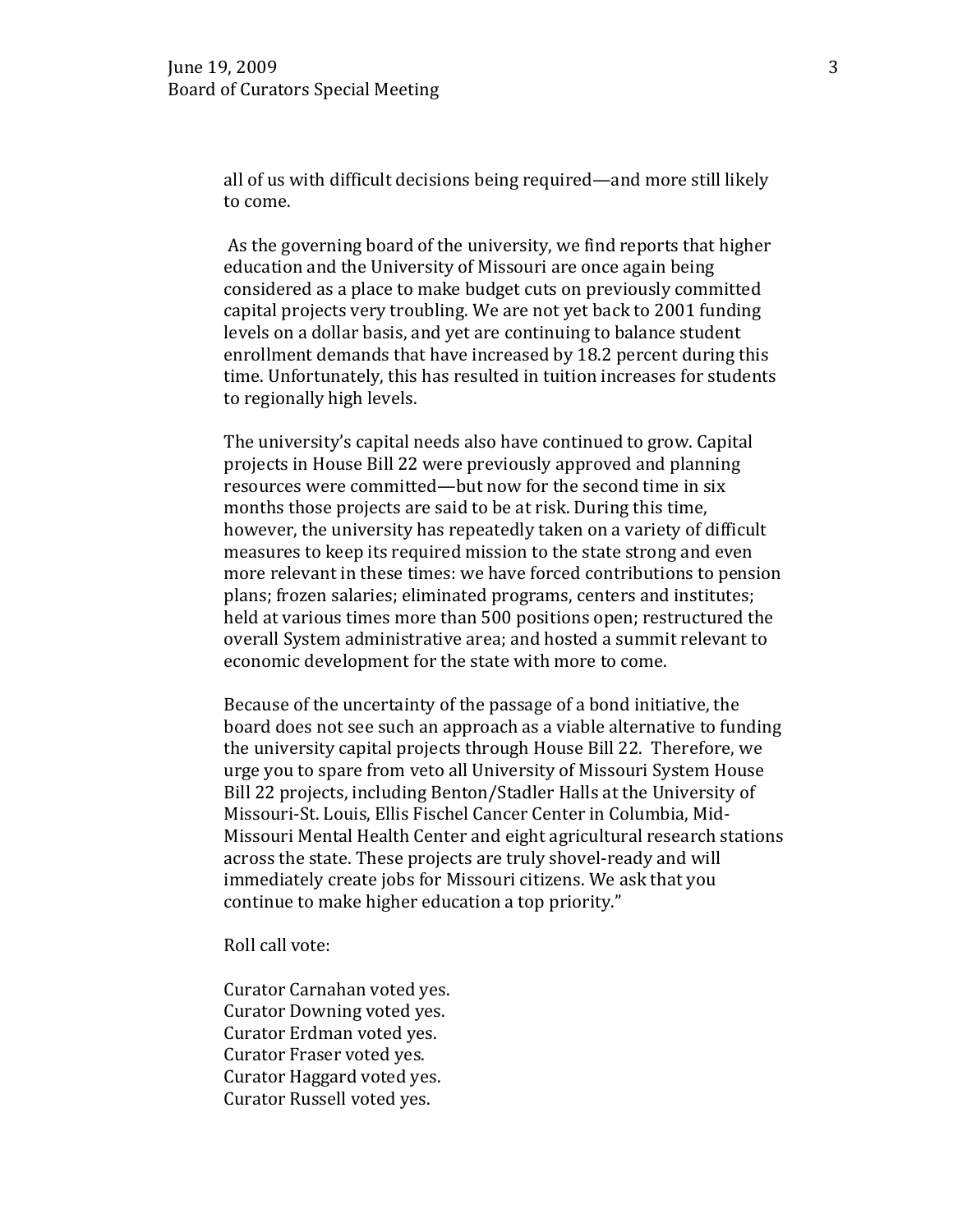all of us with difficult decisions being required—and more still likely to come.

As the governing board of the university, we find reports that higher education and the University of Missouri are once again being considered as a place to make budget cuts on previously committed capital projects very troubling. We are not yet back to 2001 funding levels on a dollar basis, and yet are continuing to balance student enrollment demands that have increased by 18.2 percent during this time. Unfortunately, this has resulted in tuition increases for students to regionally high levels.

The university's capital needs also have continued to grow. Capital projects in House Bill 22 were previously approved and planning resources were committed—but now for the second time in six months those projects are said to be at risk. During this time, however, the university has repeatedly taken on a variety of difficult measures to keep its required mission to the state strong and even more relevant in these times: we have forced contributions to pension plans; frozen salaries; eliminated programs, centers and institutes; held at various times more than 500 positions open; restructured the overall System administrative area; and hosted a summit relevant to economic development for the state with more to come.

Because of the uncertainty of the passage of a bond initiative, the board does not see such an approach as a viable alternative to funding the university capital projects through House Bill 22. Therefore, we urge you to spare from veto all University of Missouri System House Bill 22 projects, including Benton/Stadler Halls at the University of Missouri-St. Louis, Ellis Fischel Cancer Center in Columbia, Mid-Missouri Mental Health Center and eight agricultural research stations across the state. These projects are truly shovel-ready and will immediately create jobs for Missouri citizens. We ask that you continue to make higher education a top priority."

Roll call vote:

Curator Carnahan voted yes.
Curator Downing voted yes.
Curator Erdman voted yes.
Curator Fraser voted yes.
Curator Haggard voted yes.
Curator Russell voted yes.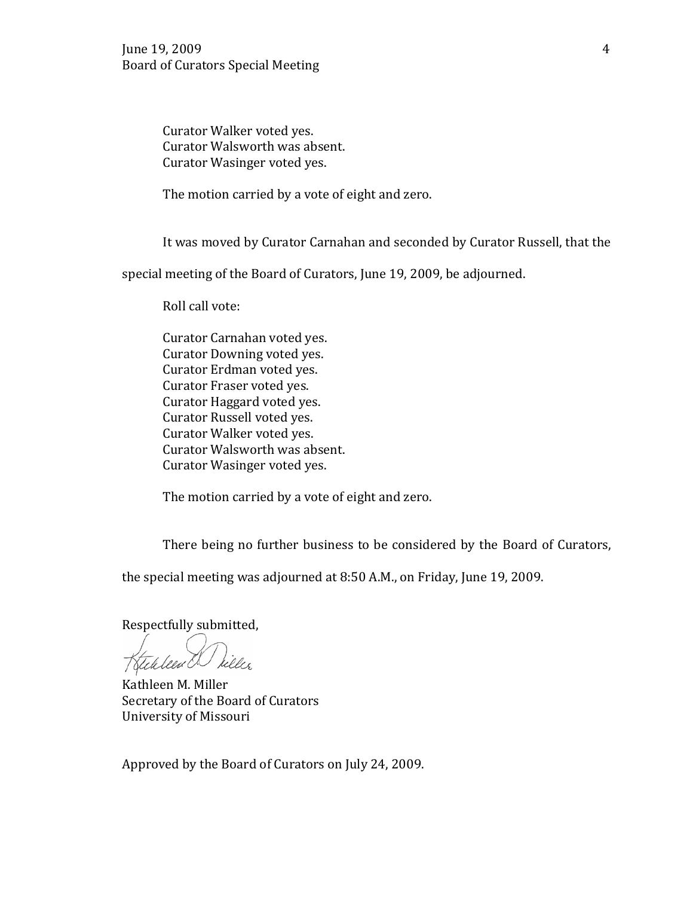Curator Walker voted yes.
Curator Walsworth was absent.
Curator Wasinger voted yes.

The motion carried by a vote of eight and zero.

It was moved by Curator Carnahan and seconded by Curator Russell, that the special meeting of the Board of Curators, June 19, 2009, be adjourned.

Roll call vote:

Curator Carnahan voted yes.
Curator Downing voted yes.
Curator Erdman voted yes.
Curator Fraser voted yes.
Curator Haggard voted yes.
Curator Russell voted yes.
Curator Walker voted yes.
Curator Walsworth was absent.
Curator Wasinger voted yes.

The motion carried by a vote of eight and zero.

There being no further business to be considered by the Board of Curators, the special meeting was adjourned at 8:50 A.M., on Friday, June 19, 2009.

Respectfully submitted,

Kathleen M. Miller
Secretary of the Board of Curators
University of Missouri

Approved by the Board of Curators on July 24, 2009.